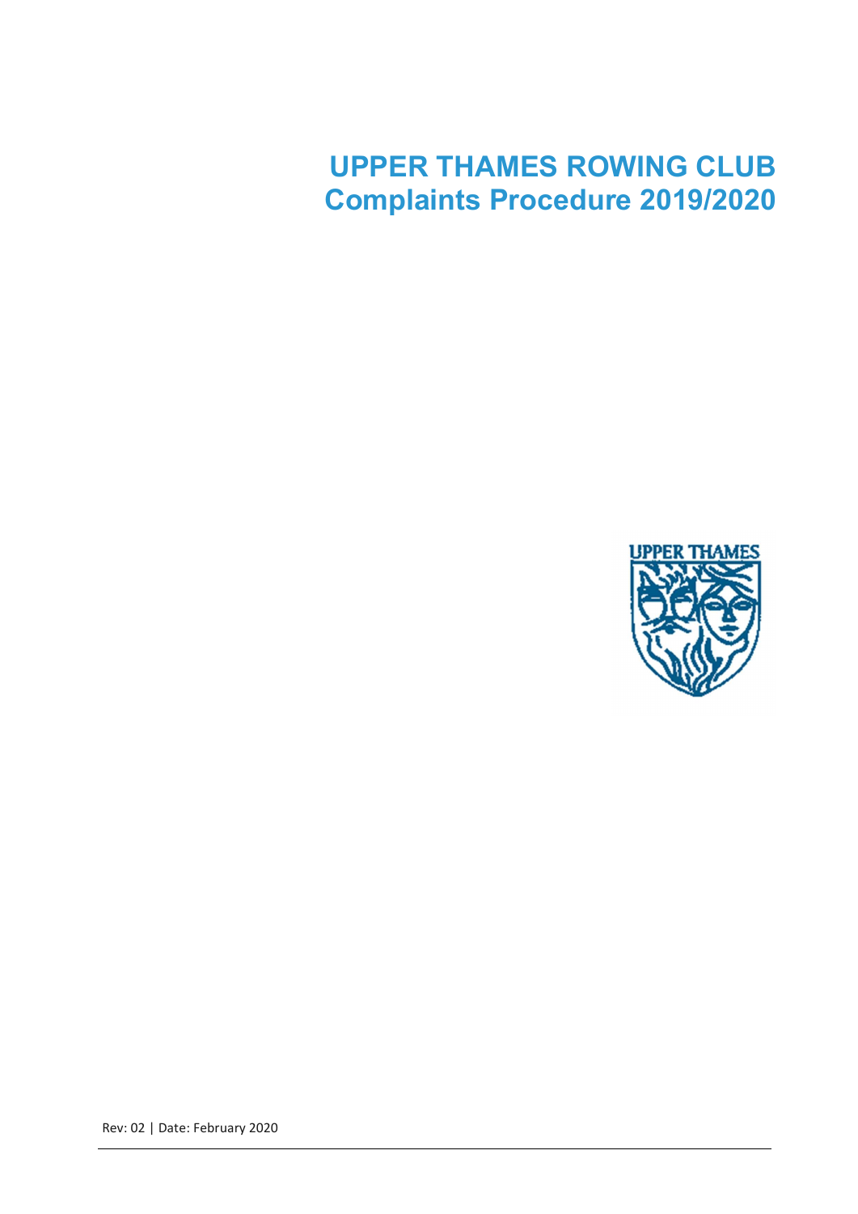# UPPER THAMES ROWING CLUB
# Complaints Procedure 2019/2020

Rev: 02 | Date: February 2020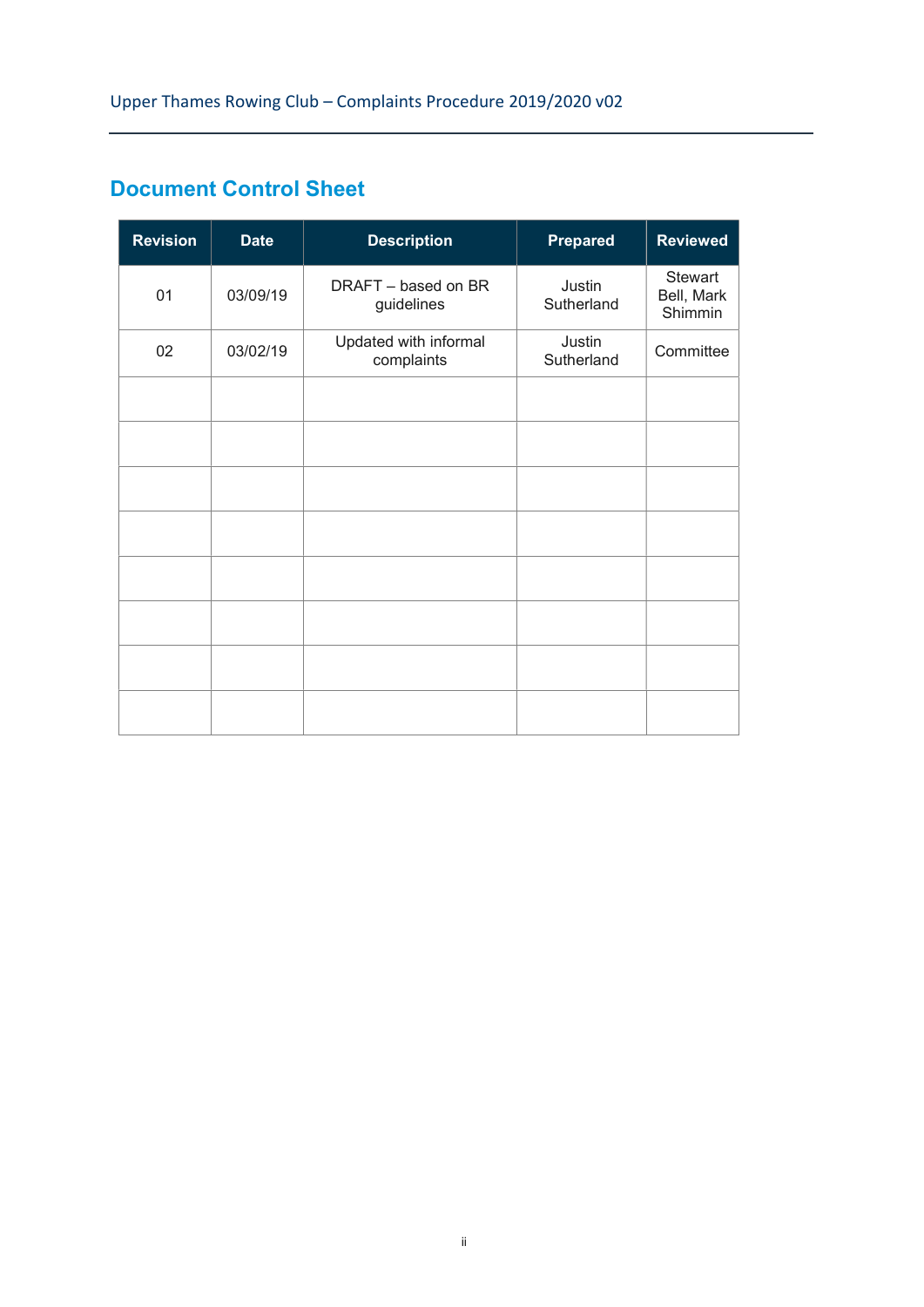## Document Control Sheet

| Revision | Date | Description | Prepared | Reviewed |
|---|---|---|---|---|
| 01 | 03/09/19 | DRAFT – based on BR guidelines | Justin Sutherland | Stewart Bell, Mark Shimmin |
| 02 | 03/02/19 | Updated with informal complaints | Justin Sutherland | Committee |
| | | | | |
| | | | | |
| | | | | |
| | | | | |
| | | | | |
| | | | | |
| | | | | |
| | | | | |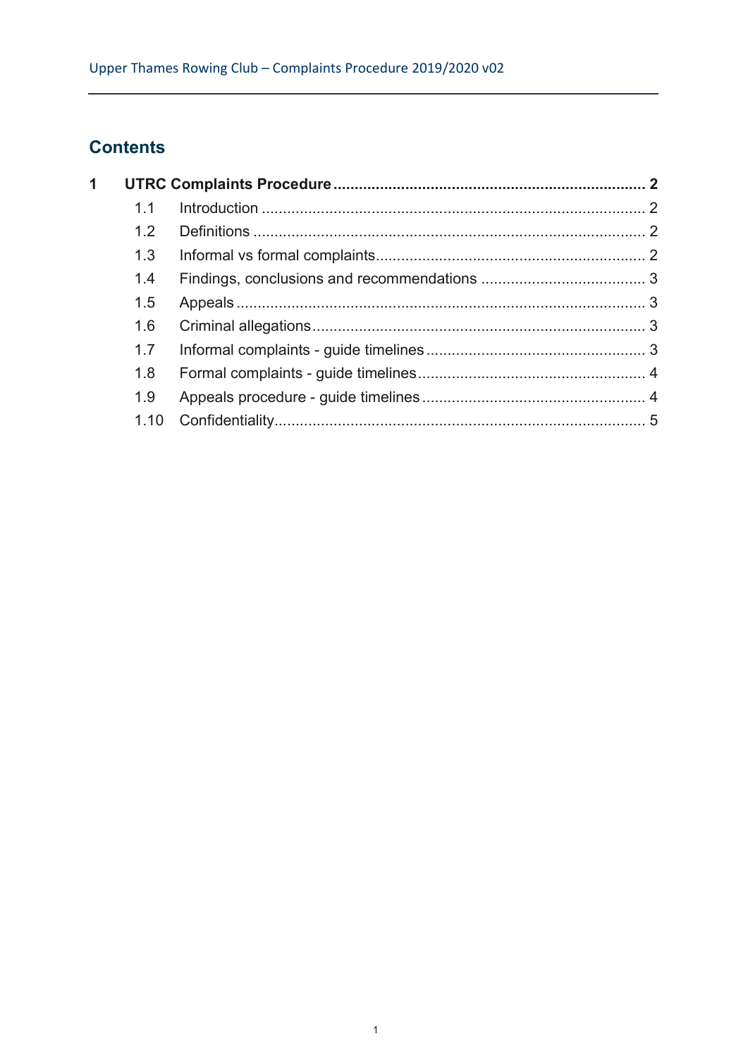## Contents

| | | |
|---|---|---|
| **1** | **UTRC Complaints Procedure** | **2** |
| 1.1 | Introduction | 2 |
| 1.2 | Definitions | 2 |
| 1.3 | Informal vs formal complaints | 2 |
| 1.4 | Findings, conclusions and recommendations | 3 |
| 1.5 | Appeals | 3 |
| 1.6 | Criminal allegations | 3 |
| 1.7 | Informal complaints - guide timelines | 3 |
| 1.8 | Formal complaints - guide timelines | 4 |
| 1.9 | Appeals procedure - guide timelines | 4 |
| 1.10 | Confidentiality | 5 |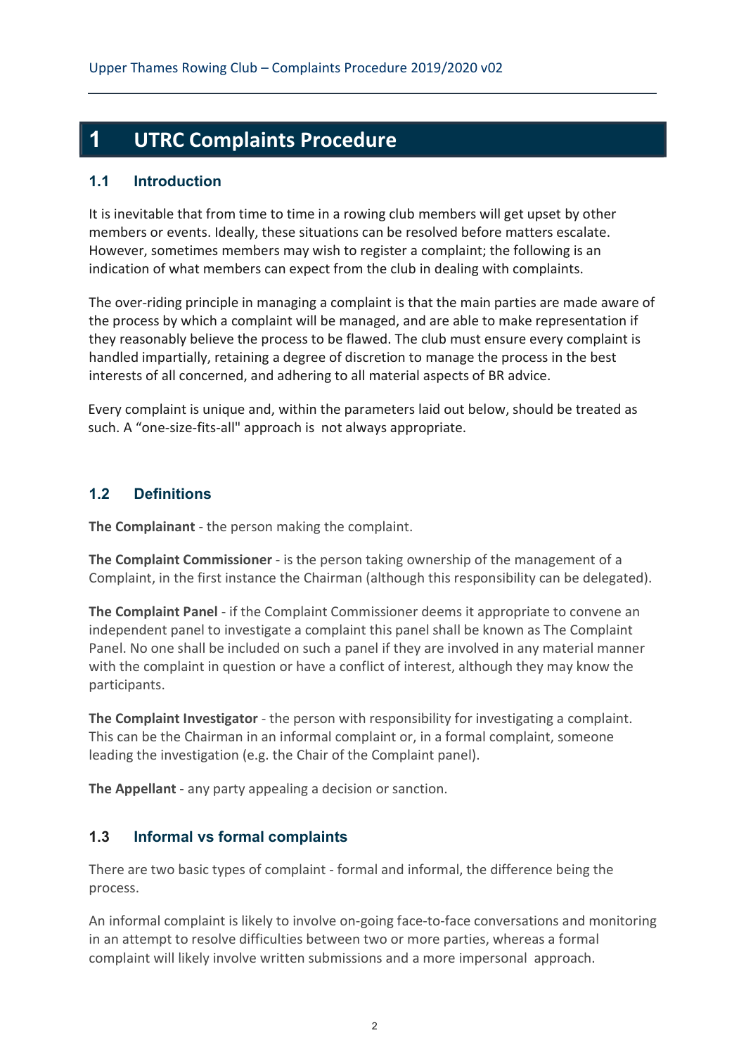# 1 UTRC Complaints Procedure

## 1.1 Introduction

It is inevitable that from time to time in a rowing club members will get upset by other members or events. Ideally, these situations can be resolved before matters escalate. However, sometimes members may wish to register a complaint; the following is an indication of what members can expect from the club in dealing with complaints.

The over-riding principle in managing a complaint is that the main parties are made aware of the process by which a complaint will be managed, and are able to make representation if they reasonably believe the process to be flawed. The club must ensure every complaint is handled impartially, retaining a degree of discretion to manage the process in the best interests of all concerned, and adhering to all material aspects of BR advice.

Every complaint is unique and, within the parameters laid out below, should be treated as such. A "one-size-fits-all" approach is not always appropriate.

## 1.2 Definitions

**The Complainant** - the person making the complaint.

**The Complaint Commissioner** - is the person taking ownership of the management of a Complaint, in the first instance the Chairman (although this responsibility can be delegated).

**The Complaint Panel** - if the Complaint Commissioner deems it appropriate to convene an independent panel to investigate a complaint this panel shall be known as The Complaint Panel. No one shall be included on such a panel if they are involved in any material manner with the complaint in question or have a conflict of interest, although they may know the participants.

**The Complaint Investigator** - the person with responsibility for investigating a complaint. This can be the Chairman in an informal complaint or, in a formal complaint, someone leading the investigation (e.g. the Chair of the Complaint panel).

**The Appellant** - any party appealing a decision or sanction.

## 1.3 Informal vs formal complaints

There are two basic types of complaint - formal and informal, the difference being the process.

An informal complaint is likely to involve on-going face-to-face conversations and monitoring in an attempt to resolve difficulties between two or more parties, whereas a formal complaint will likely involve written submissions and a more impersonal approach.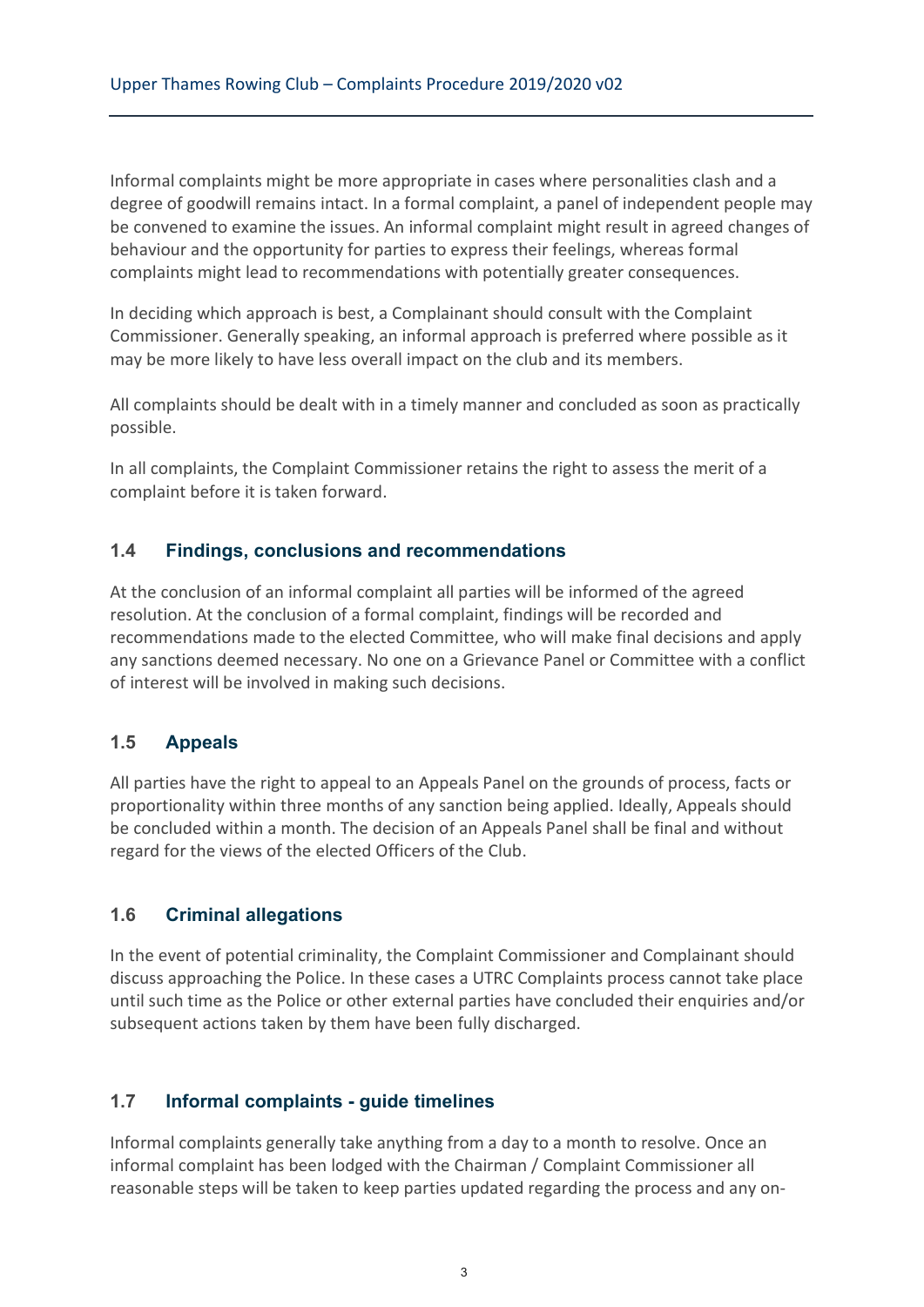Informal complaints might be more appropriate in cases where personalities clash and a degree of goodwill remains intact. In a formal complaint, a panel of independent people may be convened to examine the issues. An informal complaint might result in agreed changes of behaviour and the opportunity for parties to express their feelings, whereas formal complaints might lead to recommendations with potentially greater consequences.

In deciding which approach is best, a Complainant should consult with the Complaint Commissioner. Generally speaking, an informal approach is preferred where possible as it may be more likely to have less overall impact on the club and its members.

All complaints should be dealt with in a timely manner and concluded as soon as practically possible.

In all complaints, the Complaint Commissioner retains the right to assess the merit of a complaint before it is taken forward.

### 1.4 Findings, conclusions and recommendations

At the conclusion of an informal complaint all parties will be informed of the agreed resolution. At the conclusion of a formal complaint, findings will be recorded and recommendations made to the elected Committee, who will make final decisions and apply any sanctions deemed necessary. No one on a Grievance Panel or Committee with a conflict of interest will be involved in making such decisions.

### 1.5 Appeals

All parties have the right to appeal to an Appeals Panel on the grounds of process, facts or proportionality within three months of any sanction being applied. Ideally, Appeals should be concluded within a month. The decision of an Appeals Panel shall be final and without regard for the views of the elected Officers of the Club.

### 1.6 Criminal allegations

In the event of potential criminality, the Complaint Commissioner and Complainant should discuss approaching the Police. In these cases a UTRC Complaints process cannot take place until such time as the Police or other external parties have concluded their enquiries and/or subsequent actions taken by them have been fully discharged.

### 1.7 Informal complaints - guide timelines

Informal complaints generally take anything from a day to a month to resolve. Once an informal complaint has been lodged with the Chairman / Complaint Commissioner all reasonable steps will be taken to keep parties updated regarding the process and any on-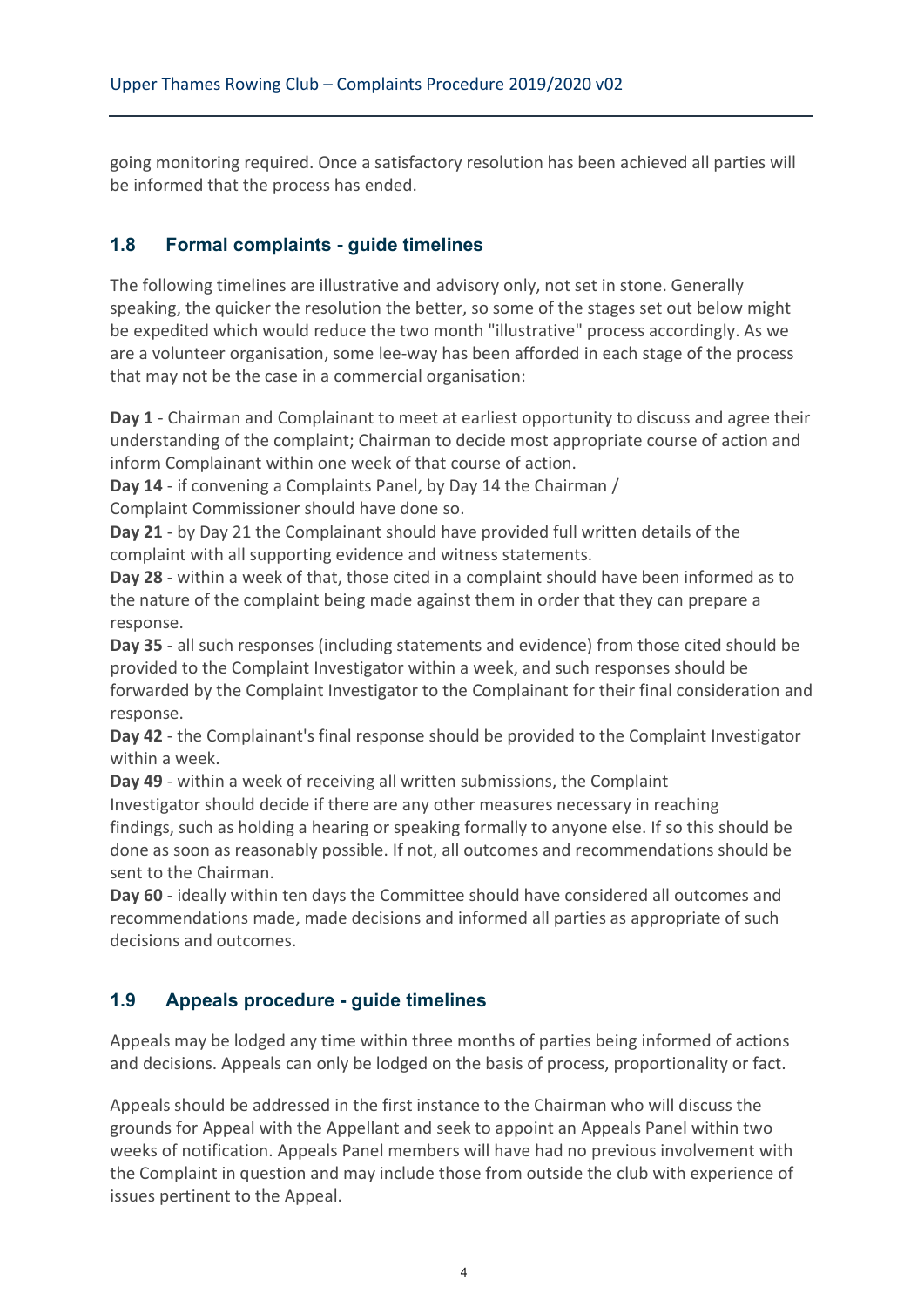going monitoring required. Once a satisfactory resolution has been achieved all parties will be informed that the process has ended.

### 1.8 Formal complaints - guide timelines

The following timelines are illustrative and advisory only, not set in stone. Generally speaking, the quicker the resolution the better, so some of the stages set out below might be expedited which would reduce the two month "illustrative" process accordingly. As we are a volunteer organisation, some lee-way has been afforded in each stage of the process that may not be the case in a commercial organisation:

**Day 1** - Chairman and Complainant to meet at earliest opportunity to discuss and agree their understanding of the complaint; Chairman to decide most appropriate course of action and inform Complainant within one week of that course of action.
**Day 14** - if convening a Complaints Panel, by Day 14 the Chairman / Complaint Commissioner should have done so.
**Day 21** - by Day 21 the Complainant should have provided full written details of the complaint with all supporting evidence and witness statements.
**Day 28** - within a week of that, those cited in a complaint should have been informed as to the nature of the complaint being made against them in order that they can prepare a response.
**Day 35** - all such responses (including statements and evidence) from those cited should be provided to the Complaint Investigator within a week, and such responses should be forwarded by the Complaint Investigator to the Complainant for their final consideration and response.
**Day 42** - the Complainant's final response should be provided to the Complaint Investigator within a week.
**Day 49** - within a week of receiving all written submissions, the Complaint Investigator should decide if there are any other measures necessary in reaching findings, such as holding a hearing or speaking formally to anyone else. If so this should be done as soon as reasonably possible. If not, all outcomes and recommendations should be sent to the Chairman.
**Day 60** - ideally within ten days the Committee should have considered all outcomes and recommendations made, made decisions and informed all parties as appropriate of such decisions and outcomes.

### 1.9 Appeals procedure - guide timelines

Appeals may be lodged any time within three months of parties being informed of actions and decisions. Appeals can only be lodged on the basis of process, proportionality or fact.

Appeals should be addressed in the first instance to the Chairman who will discuss the grounds for Appeal with the Appellant and seek to appoint an Appeals Panel within two weeks of notification. Appeals Panel members will have had no previous involvement with the Complaint in question and may include those from outside the club with experience of issues pertinent to the Appeal.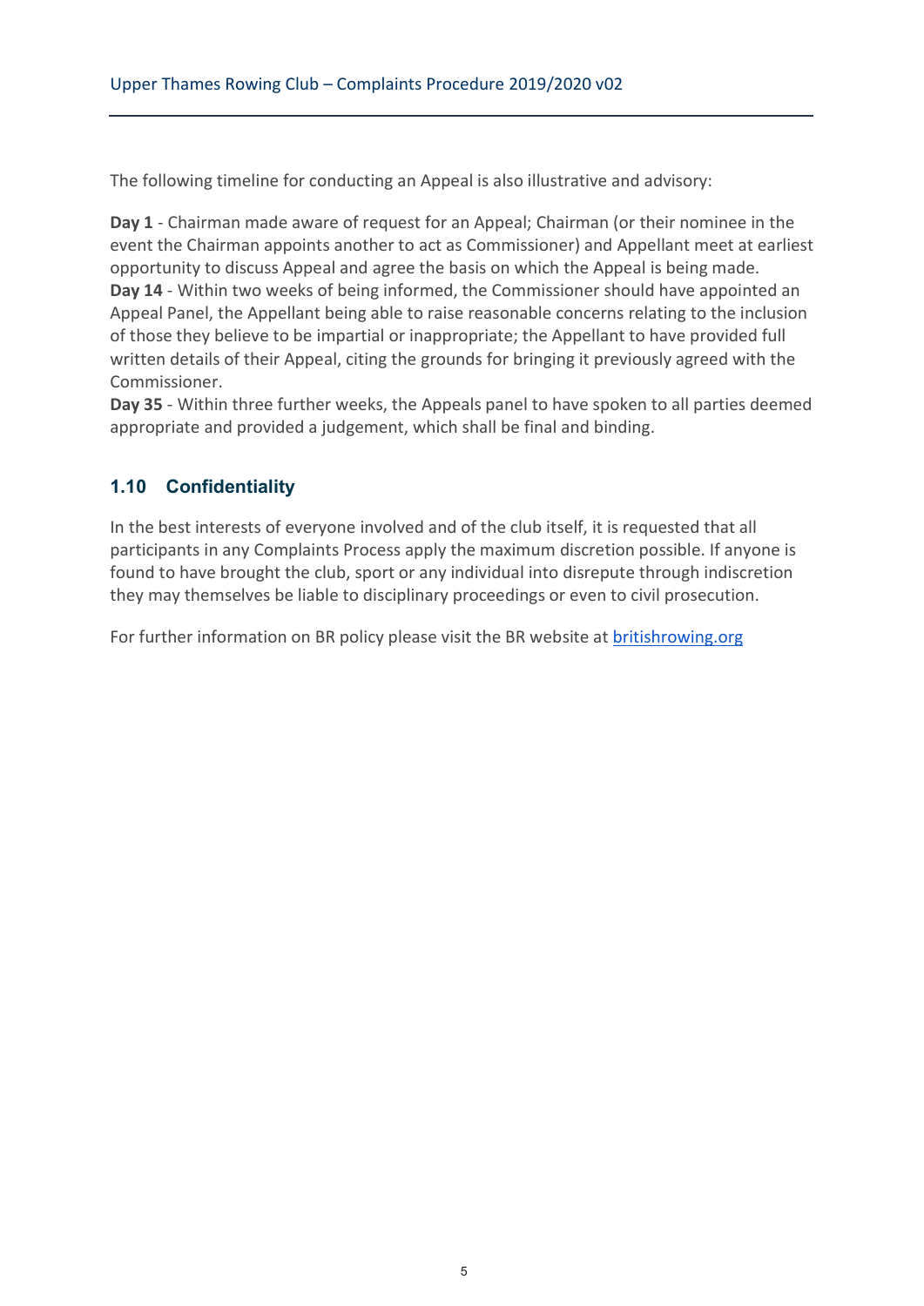The following timeline for conducting an Appeal is also illustrative and advisory:

**Day 1** - Chairman made aware of request for an Appeal; Chairman (or their nominee in the event the Chairman appoints another to act as Commissioner) and Appellant meet at earliest opportunity to discuss Appeal and agree the basis on which the Appeal is being made.
**Day 14** - Within two weeks of being informed, the Commissioner should have appointed an Appeal Panel, the Appellant being able to raise reasonable concerns relating to the inclusion of those they believe to be impartial or inappropriate; the Appellant to have provided full written details of their Appeal, citing the grounds for bringing it previously agreed with the Commissioner.
**Day 35** - Within three further weeks, the Appeals panel to have spoken to all parties deemed appropriate and provided a judgement, which shall be final and binding.

## 1.10 Confidentiality

In the best interests of everyone involved and of the club itself, it is requested that all participants in any Complaints Process apply the maximum discretion possible. If anyone is found to have brought the club, sport or any individual into disrepute through indiscretion they may themselves be liable to disciplinary proceedings or even to civil prosecution.

For further information on BR policy please visit the BR website at [britishrowing.org](britishrowing.org)